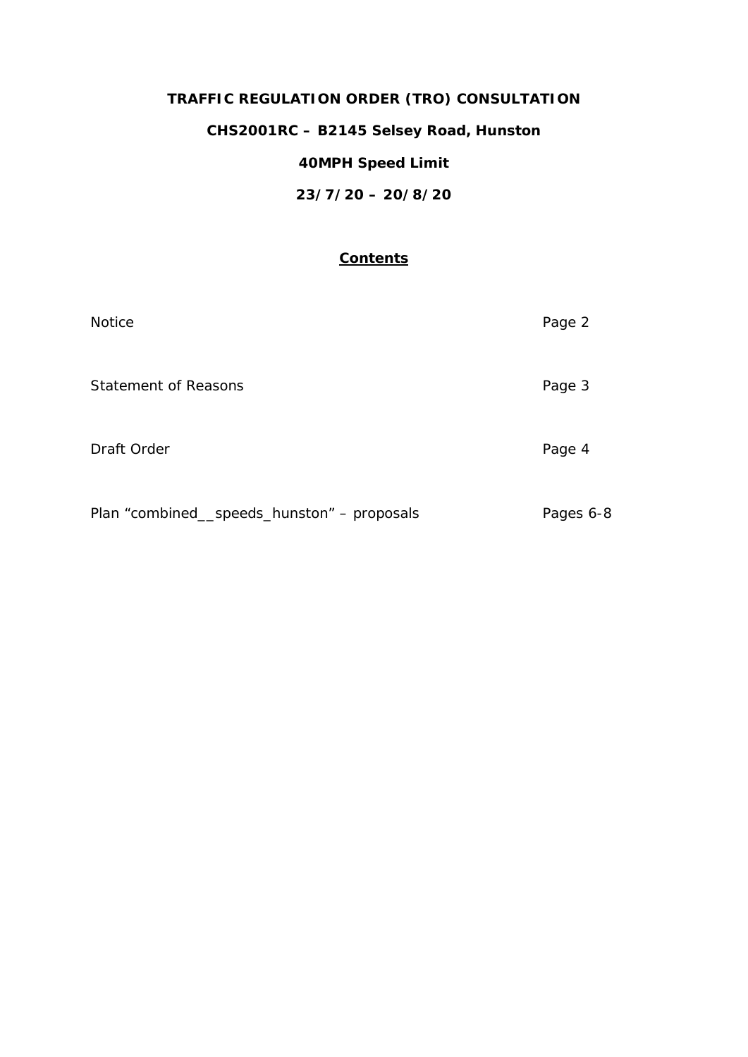**TRAFFIC REGULATION ORDER (TRO) CONSULTATION**

**CHS2001RC – B2145 Selsey Road, Hunston**

**40MPH Speed Limit**

**23/7/20 – 20/8/20**

## Contents

| | |
|---|---|
| Notice | Page 2 |
| Statement of Reasons | Page 3 |
| Draft Order | Page 4 |
| Plan “combined__speeds_hunston” – proposals | Pages 6-8 |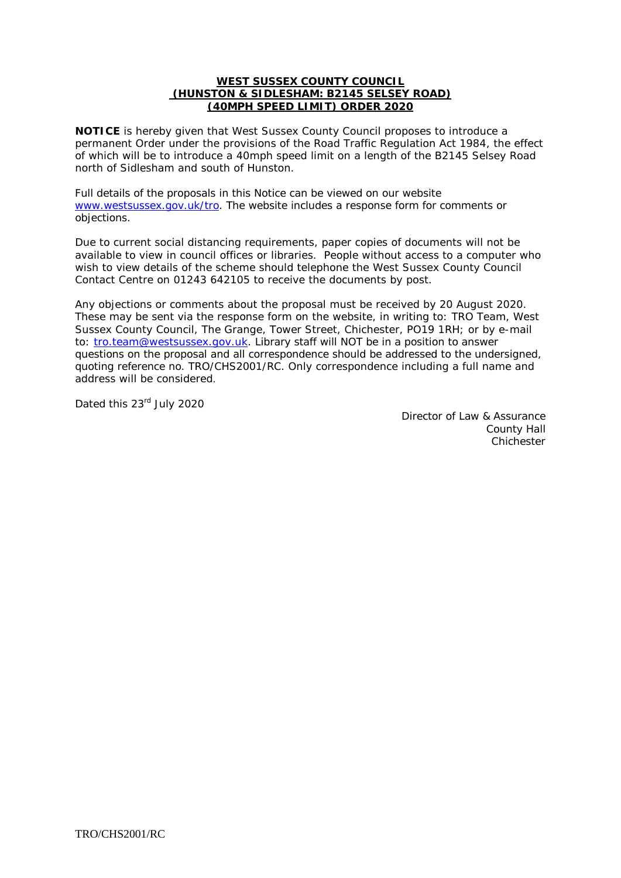**WEST SUSSEX COUNTY COUNCIL**
**(HUNSTON & SIDLESHAM: B2145 SELSEY ROAD)**
**(40MPH SPEED LIMIT) ORDER 2020**

**NOTICE** is hereby given that West Sussex County Council proposes to introduce a permanent Order under the provisions of the Road Traffic Regulation Act 1984, the effect of which will be to introduce a 40mph speed limit on a length of the B2145 Selsey Road north of Sidlesham and south of Hunston.

Full details of the proposals in this Notice can be viewed on our website www.westsussex.gov.uk/tro. The website includes a response form for comments or objections.

Due to current social distancing requirements, paper copies of documents will not be available to view in council offices or libraries. People without access to a computer who wish to view details of the scheme should telephone the West Sussex County Council Contact Centre on 01243 642105 to receive the documents by post.

Any objections or comments about the proposal must be received by 20 August 2020. These may be sent via the response form on the website, in writing to: TRO Team, West Sussex County Council, The Grange, Tower Street, Chichester, PO19 1RH; or by e-mail to: tro.team@westsussex.gov.uk. Library staff will NOT be in a position to answer questions on the proposal and all correspondence should be addressed to the undersigned, quoting reference no. TRO/CHS2001/RC. Only correspondence including a full name and address will be considered.

Dated this 23rd July 2020

Director of Law & Assurance
County Hall
Chichester

TRO/CHS2001/RC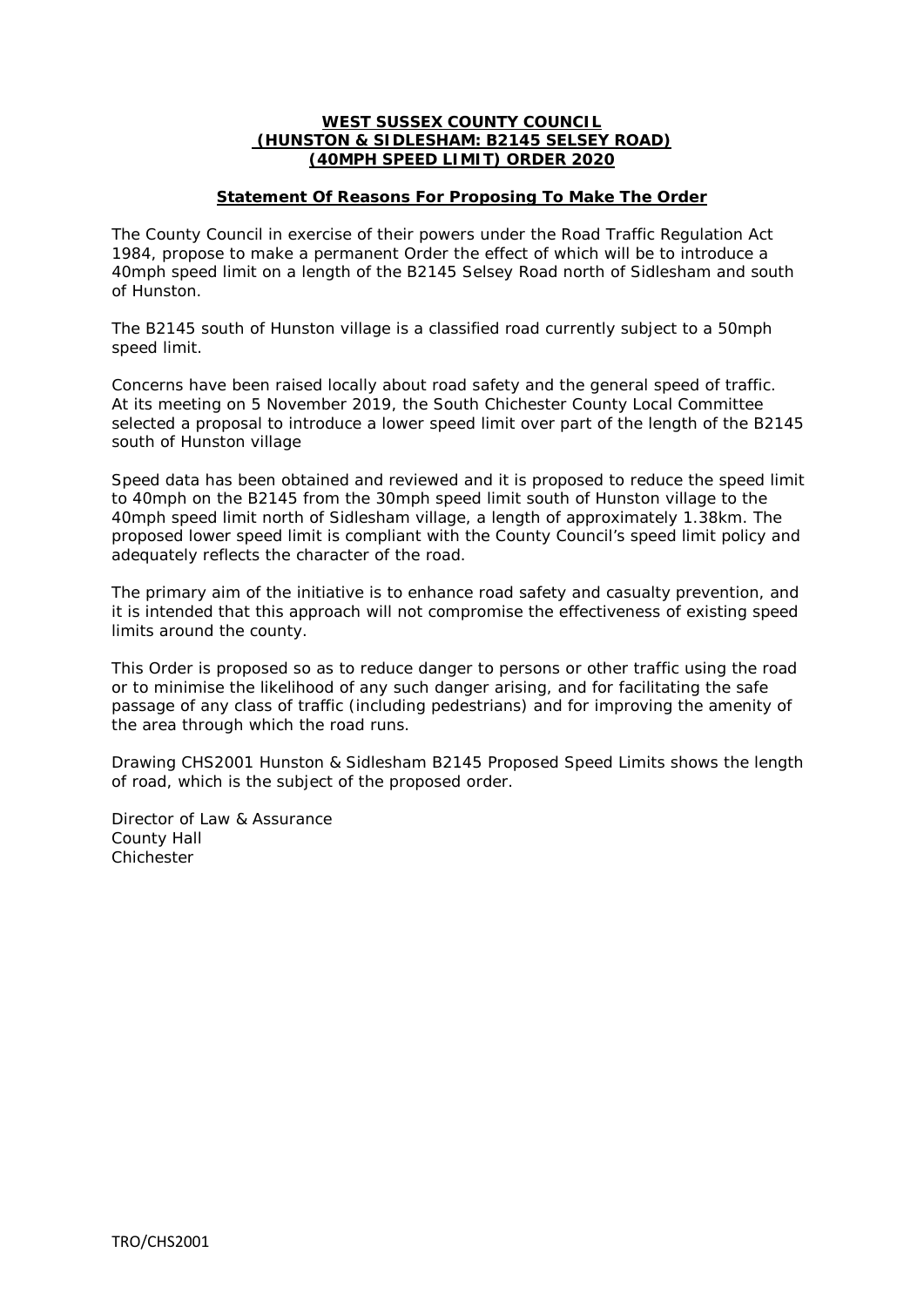**WEST SUSSEX COUNTY COUNCIL**
**(HUNSTON & SIDLESHAM: B2145 SELSEY ROAD)**
**(40MPH SPEED LIMIT) ORDER 2020**

**Statement Of Reasons For Proposing To Make The Order**

The County Council in exercise of their powers under the Road Traffic Regulation Act 1984, propose to make a permanent Order the effect of which will be to introduce a 40mph speed limit on a length of the B2145 Selsey Road north of Sidlesham and south of Hunston.

The B2145 south of Hunston village is a classified road currently subject to a 50mph speed limit.

Concerns have been raised locally about road safety and the general speed of traffic. At its meeting on 5 November 2019, the South Chichester County Local Committee selected a proposal to introduce a lower speed limit over part of the length of the B2145 south of Hunston village

Speed data has been obtained and reviewed and it is proposed to reduce the speed limit to 40mph on the B2145 from the 30mph speed limit south of Hunston village to the 40mph speed limit north of Sidlesham village, a length of approximately 1.38km. The proposed lower speed limit is compliant with the County Council's speed limit policy and adequately reflects the character of the road.

The primary aim of the initiative is to enhance road safety and casualty prevention, and it is intended that this approach will not compromise the effectiveness of existing speed limits around the county.

This Order is proposed so as to reduce danger to persons or other traffic using the road or to minimise the likelihood of any such danger arising, and for facilitating the safe passage of any class of traffic (including pedestrians) and for improving the amenity of the area through which the road runs.

Drawing CHS2001 Hunston & Sidlesham B2145 Proposed Speed Limits shows the length of road, which is the subject of the proposed order.

Director of Law & Assurance
County Hall
Chichester

TRO/CHS2001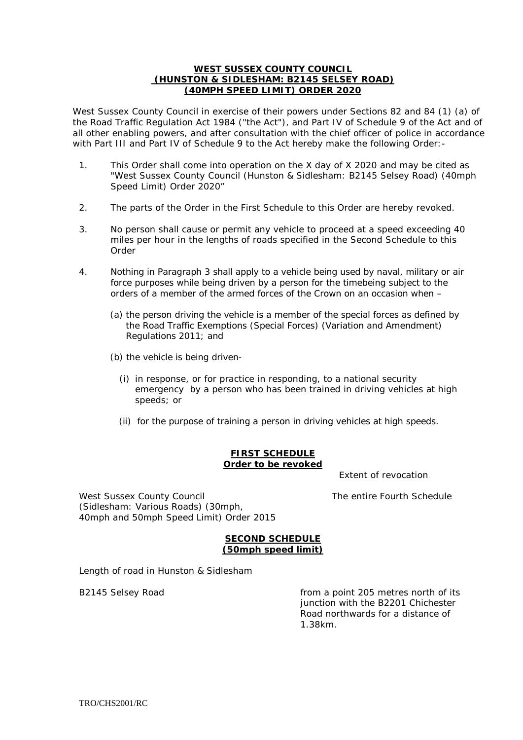**WEST SUSSEX COUNTY COUNCIL**
**(HUNSTON & SIDLESHAM: B2145 SELSEY ROAD)**
**(40MPH SPEED LIMIT) ORDER 2020**

West Sussex County Council in exercise of their powers under Sections 82 and 84 (1) (a) of the Road Traffic Regulation Act 1984 ("the Act"), and Part IV of Schedule 9 of the Act and of all other enabling powers, and after consultation with the chief officer of police in accordance with Part III and Part IV of Schedule 9 to the Act hereby make the following Order:-

1. This Order shall come into operation on the X day of X 2020 and may be cited as "West Sussex County Council (Hunston & Sidlesham: B2145 Selsey Road) (40mph Speed Limit) Order 2020"

2. The parts of the Order in the First Schedule to this Order are hereby revoked.

3. No person shall cause or permit any vehicle to proceed at a speed exceeding 40 miles per hour in the lengths of roads specified in the Second Schedule to this Order

4. Nothing in Paragraph 3 shall apply to a vehicle being used by naval, military or air force purposes while being driven by a person for the timebeing subject to the orders of a member of the armed forces of the Crown on an occasion when –

   (a) the person driving the vehicle is a member of the special forces as defined by the Road Traffic Exemptions (Special Forces) (Variation and Amendment) Regulations 2011; and

   (b) the vehicle is being driven-

      (i) in response, or for practice in responding, to a national security emergency by a person who has been trained in driving vehicles at high speeds; or

      (ii) for the purpose of training a person in driving vehicles at high speeds.

**FIRST SCHEDULE**
**Order to be revoked**

| | Extent of revocation |
|---|---|
| West Sussex County Council (Sidlesham: Various Roads) (30mph, 40mph and 50mph Speed Limit) Order 2015 | The entire Fourth Schedule |

**SECOND SCHEDULE**
**(50mph speed limit)**

Length of road in Hunston & Sidlesham

| | |
|---|---|
| B2145 Selsey Road | from a point 205 metres north of its junction with the B2201 Chichester Road northwards for a distance of 1.38km. |

TRO/CHS2001/RC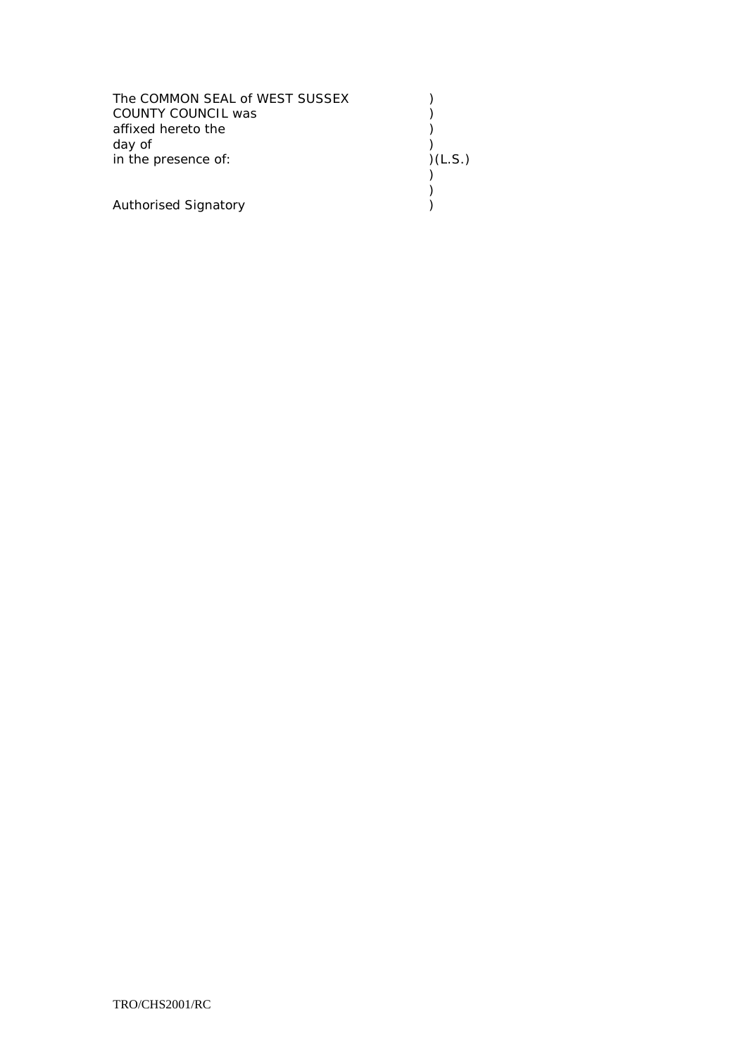The COMMON SEAL of WEST SUSSEX )
COUNTY COUNCIL was )
affixed hereto the )
day of )
in the presence of: )(L.S.)
)
)
Authorised Signatory )

TRO/CHS2001/RC